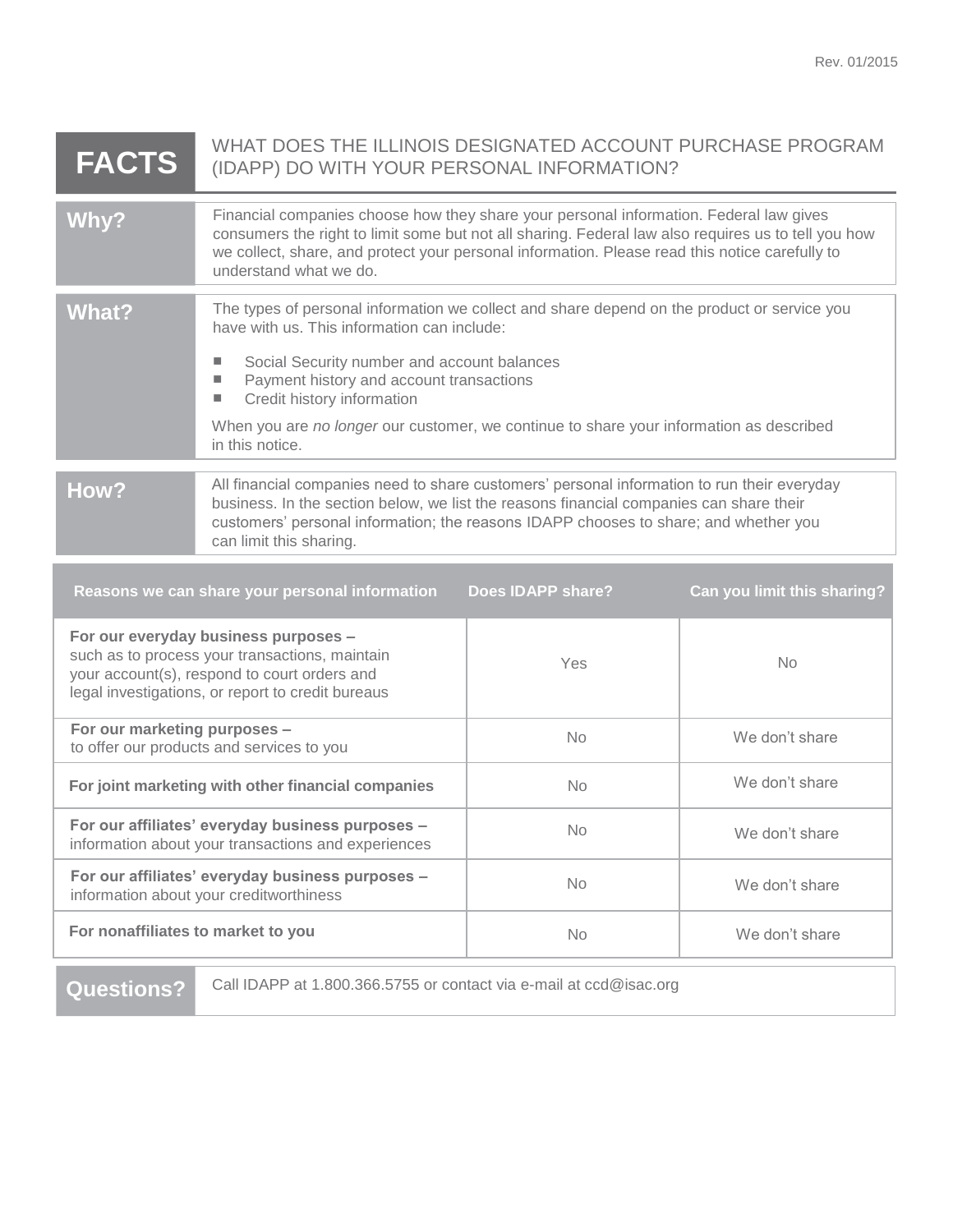Rev. 01/2015

# FACTS

## WHAT DOES THE ILLINOIS DESIGNATED ACCOUNT PURCHASE PROGRAM (IDAPP) DO WITH YOUR PERSONAL INFORMATION?

| | |
|---|---|
| **Why?** | Financial companies choose how they share your personal information. Federal law gives consumers the right to limit some but not all sharing. Federal law also requires us to tell you how we collect, share, and protect your personal information. Please read this notice carefully to understand what we do. |
| **What?** | The types of personal information we collect and share depend on the product or service you have with us. This information can include:<br>■ Social Security number and account balances<br>■ Payment history and account transactions<br>■ Credit history information<br>When you are *no longer* our customer, we continue to share your information as described in this notice. |
| **How?** | All financial companies need to share customers' personal information to run their everyday business. In the section below, we list the reasons financial companies can share their customers' personal information; the reasons IDAPP chooses to share; and whether you can limit this sharing. |

| Reasons we can share your personal information | Does IDAPP share? | Can you limit this sharing? |
|---|---|---|
| **For our everyday business purposes –** such as to process your transactions, maintain your account(s), respond to court orders and legal investigations, or report to credit bureaus | Yes | No |
| **For our marketing purposes –** to offer our products and services to you | No | We don't share |
| **For joint marketing with other financial companies** | No | We don't share |
| **For our affiliates' everyday business purposes –** information about your transactions and experiences | No | We don't share |
| **For our affiliates' everyday business purposes –** information about your creditworthiness | No | We don't share |
| **For nonaffiliates to market to you** | No | We don't share |

| | |
|---|---|
| **Questions?** | Call IDAPP at 1.800.366.5755 or contact via e-mail at ccd@isac.org |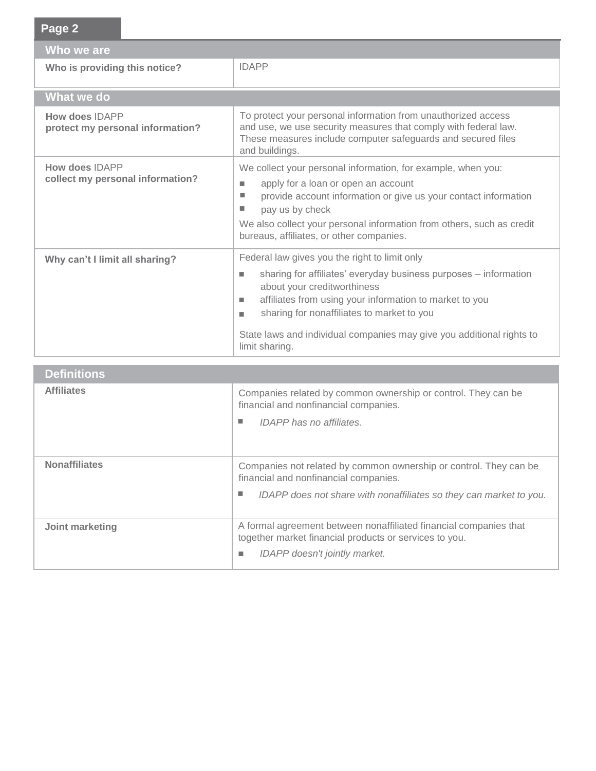| Who we are | |
| --- | --- |
| **Who is providing this notice?** | IDAPP |

| What we do | |
| --- | --- |
| **How does** IDAPP **protect my personal information?** | To protect your personal information from unauthorized access and use, we use security measures that comply with federal law. These measures include computer safeguards and secured files and buildings. |
| **How does** IDAPP **collect my personal information?** | We collect your personal information, for example, when you:<br>■ apply for a loan or open an account<br>■ provide account information or give us your contact information<br>■ pay us by check<br>We also collect your personal information from others, such as credit bureaus, affiliates, or other companies. |
| **Why can't I limit all sharing?** | Federal law gives you the right to limit only<br>■ sharing for affiliates' everyday business purposes – information about your creditworthiness<br>■ affiliates from using your information to market to you<br>■ sharing for nonaffiliates to market to you<br>State laws and individual companies may give you additional rights to limit sharing. |

| Definitions | |
| --- | --- |
| **Affiliates** | Companies related by common ownership or control. They can be financial and nonfinancial companies.<br>■ *IDAPP has no affiliates.* |
| **Nonaffiliates** | Companies not related by common ownership or control. They can be financial and nonfinancial companies.<br>■ *IDAPP does not share with nonaffiliates so they can market to you.* |
| **Joint marketing** | A formal agreement between nonaffiliated financial companies that together market financial products or services to you.<br>■ *IDAPP doesn't jointly market.* |